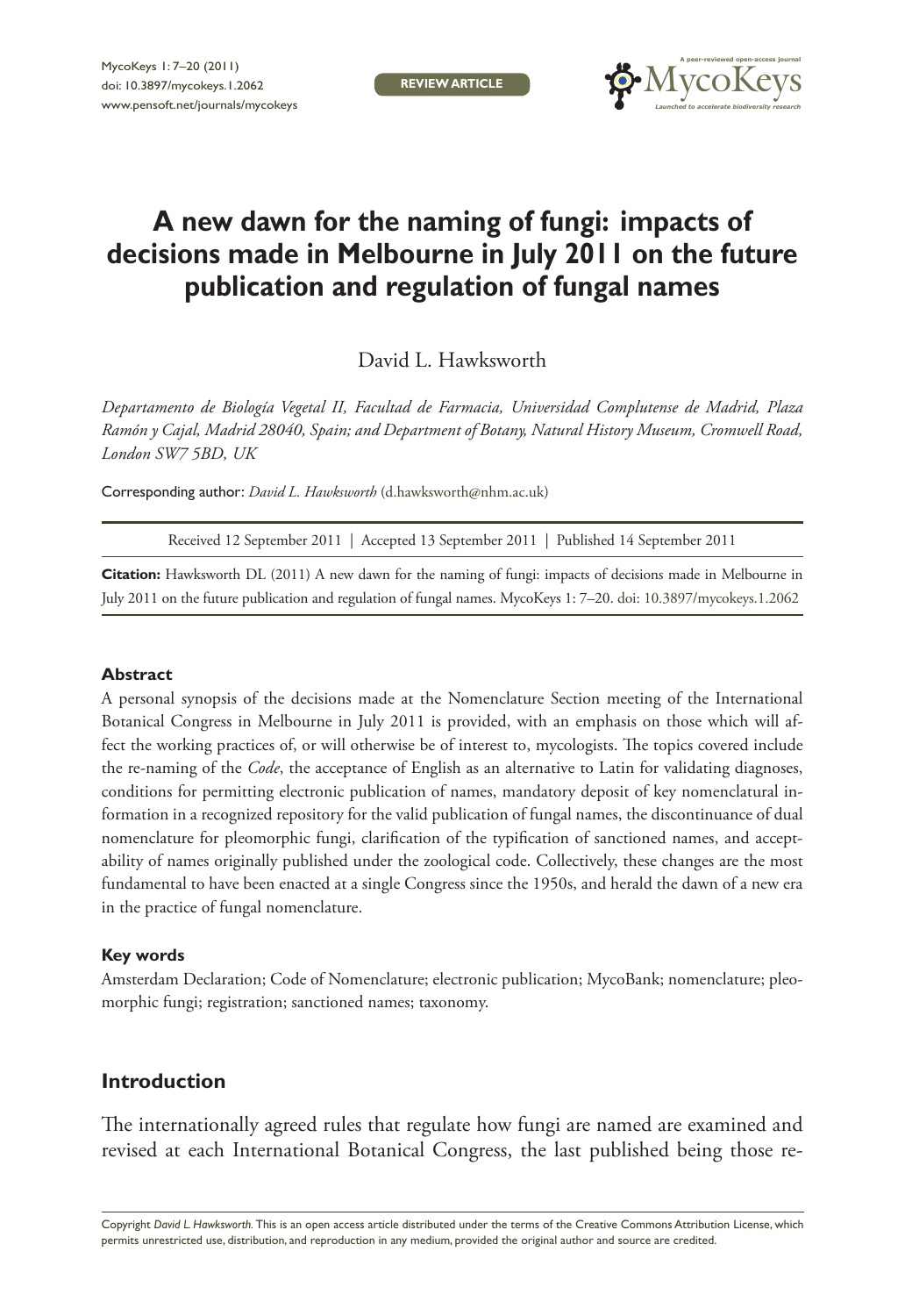REVIEW ARTICLE

# A new dawn for the naming of fungi: impacts of decisions made in Melbourne in July 2011 on the future publication and regulation of fungal names

David L. Hawksworth

*Departamento de Biología Vegetal II, Facultad de Farmacia, Universidad Complutense de Madrid, Plaza Ramón y Cajal, Madrid 28040, Spain; and Department of Botany, Natural History Museum, Cromwell Road, London SW7 5BD, UK*

Corresponding author: *David L. Hawksworth* (d.hawksworth@nhm.ac.uk)

Received 12 September 2011 | Accepted 13 September 2011 | Published 14 September 2011

**Citation:** Hawksworth DL (2011) A new dawn for the naming of fungi: impacts of decisions made in Melbourne in July 2011 on the future publication and regulation of fungal names. MycoKeys 1: 7–20. doi: 10.3897/mycokeys.1.2062

#### Abstract

A personal synopsis of the decisions made at the Nomenclature Section meeting of the International Botanical Congress in Melbourne in July 2011 is provided, with an emphasis on those which will affect the working practices of, or will otherwise be of interest to, mycologists. The topics covered include the re-naming of the *Code*, the acceptance of English as an alternative to Latin for validating diagnoses, conditions for permitting electronic publication of names, mandatory deposit of key nomenclatural information in a recognized repository for the valid publication of fungal names, the discontinuance of dual nomenclature for pleomorphic fungi, clarification of the typification of sanctioned names, and acceptability of names originally published under the zoological code. Collectively, these changes are the most fundamental to have been enacted at a single Congress since the 1950s, and herald the dawn of a new era in the practice of fungal nomenclature.

#### Key words

Amsterdam Declaration; Code of Nomenclature; electronic publication; MycoBank; nomenclature; pleomorphic fungi; registration; sanctioned names; taxonomy.

## Introduction

The internationally agreed rules that regulate how fungi are named are examined and revised at each International Botanical Congress, the last published being those re-

Copyright *David L. Hawksworth.* This is an open access article distributed under the terms of the Creative Commons Attribution License, which permits unrestricted use, distribution, and reproduction in any medium, provided the original author and source are credited.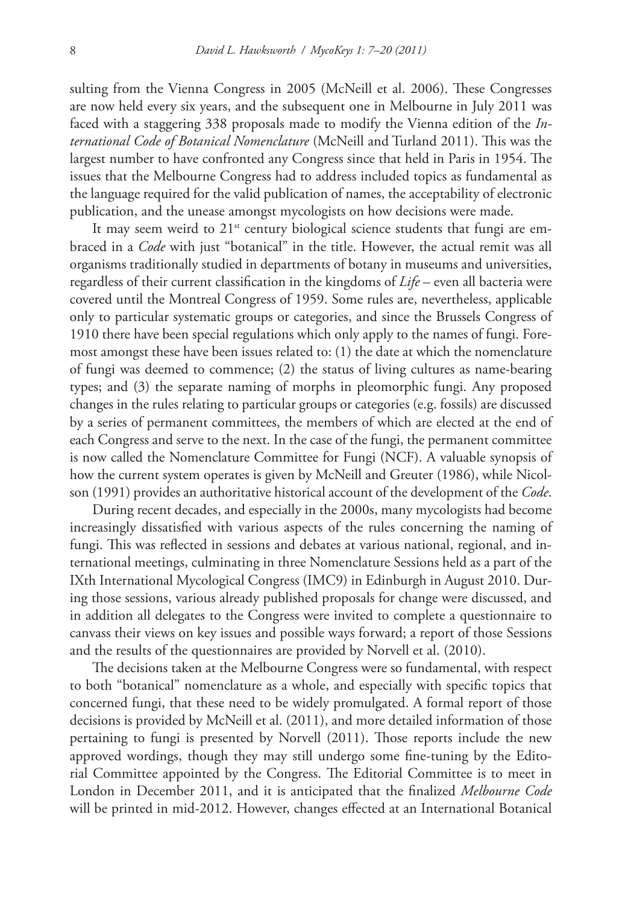sulting from the Vienna Congress in 2005 (McNeill et al. 2006). These Congresses are now held every six years, and the subsequent one in Melbourne in July 2011 was faced with a staggering 338 proposals made to modify the Vienna edition of the *International Code of Botanical Nomenclature* (McNeill and Turland 2011). This was the largest number to have confronted any Congress since that held in Paris in 1954. The issues that the Melbourne Congress had to address included topics as fundamental as the language required for the valid publication of names, the acceptability of electronic publication, and the unease amongst mycologists on how decisions were made.

It may seem weird to 21st century biological science students that fungi are embraced in a *Code* with just "botanical" in the title. However, the actual remit was all organisms traditionally studied in departments of botany in museums and universities, regardless of their current classification in the kingdoms of *Life* – even all bacteria were covered until the Montreal Congress of 1959. Some rules are, nevertheless, applicable only to particular systematic groups or categories, and since the Brussels Congress of 1910 there have been special regulations which only apply to the names of fungi. Foremost amongst these have been issues related to: (1) the date at which the nomenclature of fungi was deemed to commence; (2) the status of living cultures as name-bearing types; and (3) the separate naming of morphs in pleomorphic fungi. Any proposed changes in the rules relating to particular groups or categories (e.g. fossils) are discussed by a series of permanent committees, the members of which are elected at the end of each Congress and serve to the next. In the case of the fungi, the permanent committee is now called the Nomenclature Committee for Fungi (NCF). A valuable synopsis of how the current system operates is given by McNeill and Greuter (1986), while Nicolson (1991) provides an authoritative historical account of the development of the *Code*.

During recent decades, and especially in the 2000s, many mycologists had become increasingly dissatisfied with various aspects of the rules concerning the naming of fungi. This was reflected in sessions and debates at various national, regional, and international meetings, culminating in three Nomenclature Sessions held as a part of the IXth International Mycological Congress (IMC9) in Edinburgh in August 2010. During those sessions, various already published proposals for change were discussed, and in addition all delegates to the Congress were invited to complete a questionnaire to canvass their views on key issues and possible ways forward; a report of those Sessions and the results of the questionnaires are provided by Norvell et al. (2010).

The decisions taken at the Melbourne Congress were so fundamental, with respect to both "botanical" nomenclature as a whole, and especially with specific topics that concerned fungi, that these need to be widely promulgated. A formal report of those decisions is provided by McNeill et al. (2011), and more detailed information of those pertaining to fungi is presented by Norvell (2011). Those reports include the new approved wordings, though they may still undergo some fine-tuning by the Editorial Committee appointed by the Congress. The Editorial Committee is to meet in London in December 2011, and it is anticipated that the finalized *Melbourne Code* will be printed in mid-2012. However, changes effected at an International Botanical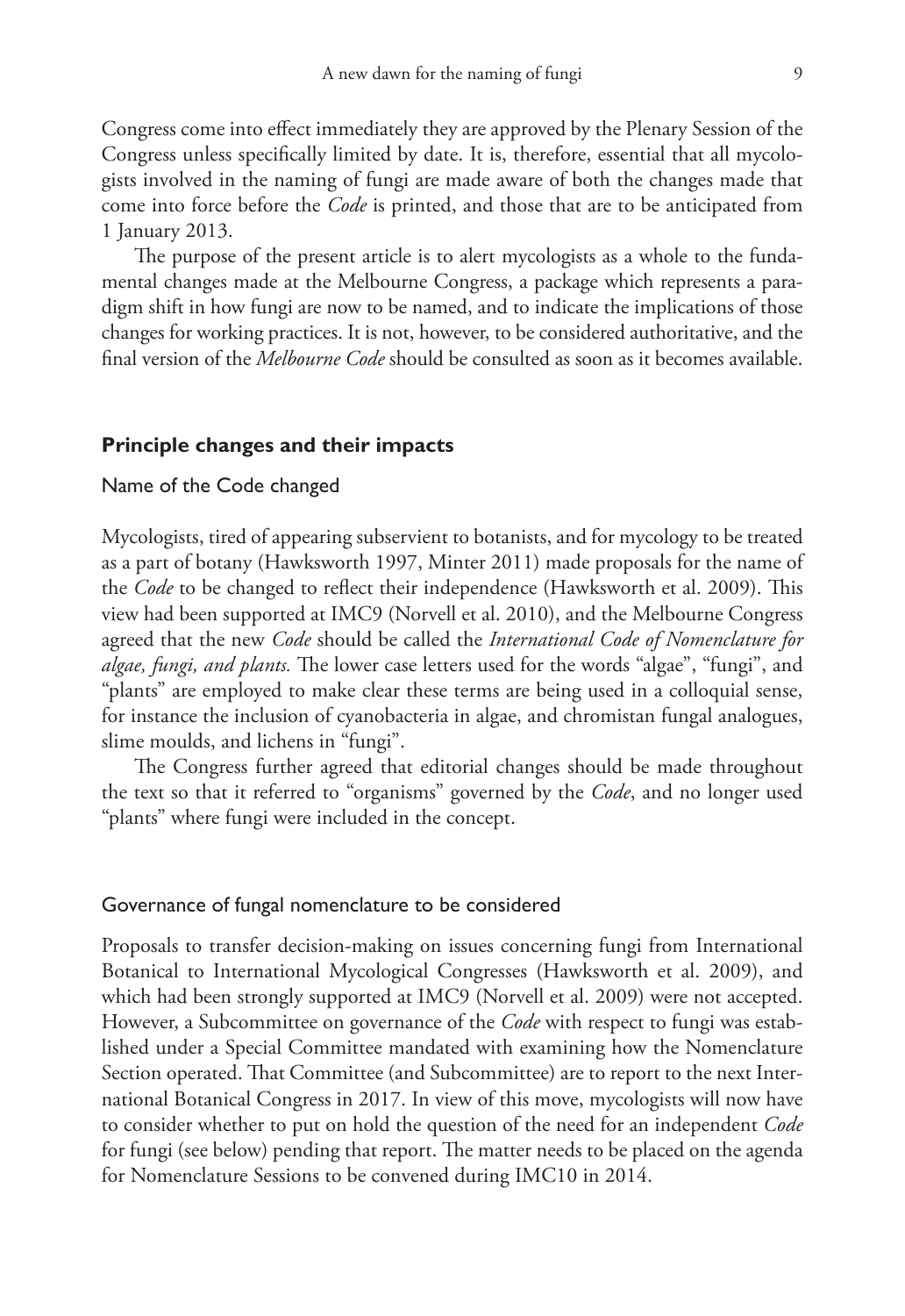Congress come into effect immediately they are approved by the Plenary Session of the Congress unless specifically limited by date. It is, therefore, essential that all mycologists involved in the naming of fungi are made aware of both the changes made that come into force before the *Code* is printed, and those that are to be anticipated from 1 January 2013.

The purpose of the present article is to alert mycologists as a whole to the fundamental changes made at the Melbourne Congress, a package which represents a paradigm shift in how fungi are now to be named, and to indicate the implications of those changes for working practices. It is not, however, to be considered authoritative, and the final version of the *Melbourne Code* should be consulted as soon as it becomes available.

## Principle changes and their impacts

### Name of the Code changed

Mycologists, tired of appearing subservient to botanists, and for mycology to be treated as a part of botany (Hawksworth 1997, Minter 2011) made proposals for the name of the *Code* to be changed to reflect their independence (Hawksworth et al. 2009). This view had been supported at IMC9 (Norvell et al. 2010), and the Melbourne Congress agreed that the new *Code* should be called the *International Code of Nomenclature for algae, fungi, and plants.* The lower case letters used for the words "algae", "fungi", and "plants" are employed to make clear these terms are being used in a colloquial sense, for instance the inclusion of cyanobacteria in algae, and chromistan fungal analogues, slime moulds, and lichens in "fungi".

The Congress further agreed that editorial changes should be made throughout the text so that it referred to "organisms" governed by the *Code*, and no longer used "plants" where fungi were included in the concept.

### Governance of fungal nomenclature to be considered

Proposals to transfer decision-making on issues concerning fungi from International Botanical to International Mycological Congresses (Hawksworth et al. 2009), and which had been strongly supported at IMC9 (Norvell et al. 2009) were not accepted. However, a Subcommittee on governance of the *Code* with respect to fungi was established under a Special Committee mandated with examining how the Nomenclature Section operated. That Committee (and Subcommittee) are to report to the next International Botanical Congress in 2017. In view of this move, mycologists will now have to consider whether to put on hold the question of the need for an independent *Code* for fungi (see below) pending that report. The matter needs to be placed on the agenda for Nomenclature Sessions to be convened during IMC10 in 2014.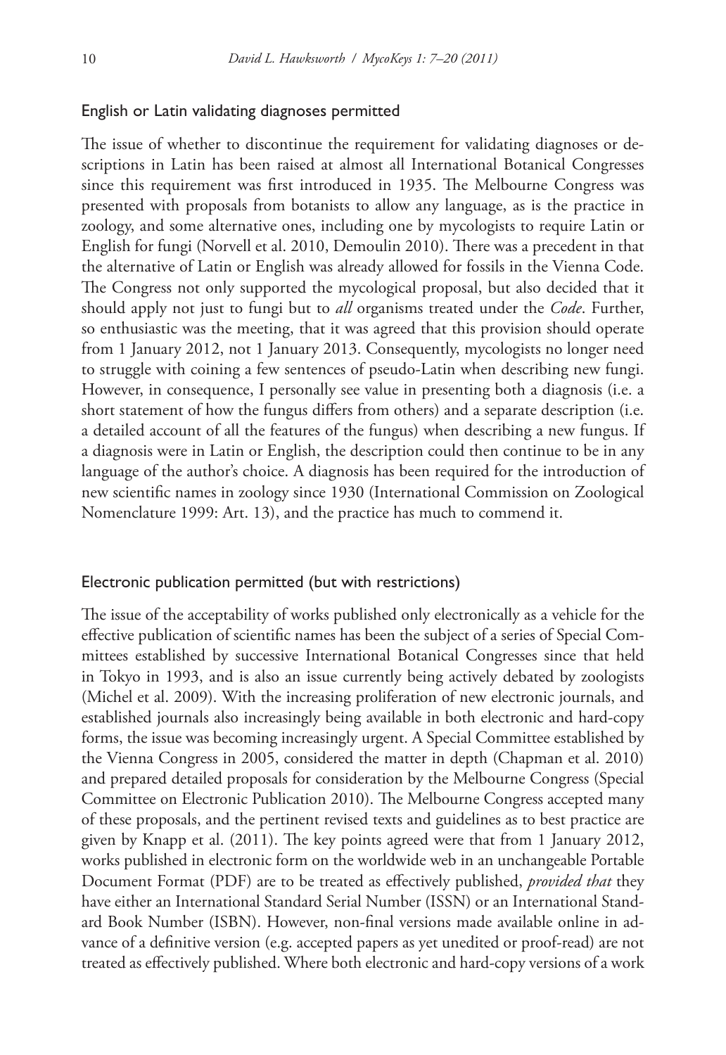## English or Latin validating diagnoses permitted

The issue of whether to discontinue the requirement for validating diagnoses or descriptions in Latin has been raised at almost all International Botanical Congresses since this requirement was first introduced in 1935. The Melbourne Congress was presented with proposals from botanists to allow any language, as is the practice in zoology, and some alternative ones, including one by mycologists to require Latin or English for fungi (Norvell et al. 2010, Demoulin 2010). There was a precedent in that the alternative of Latin or English was already allowed for fossils in the Vienna Code. The Congress not only supported the mycological proposal, but also decided that it should apply not just to fungi but to *all* organisms treated under the *Code*. Further, so enthusiastic was the meeting, that it was agreed that this provision should operate from 1 January 2012, not 1 January 2013. Consequently, mycologists no longer need to struggle with coining a few sentences of pseudo-Latin when describing new fungi. However, in consequence, I personally see value in presenting both a diagnosis (i.e. a short statement of how the fungus differs from others) and a separate description (i.e. a detailed account of all the features of the fungus) when describing a new fungus. If a diagnosis were in Latin or English, the description could then continue to be in any language of the author's choice. A diagnosis has been required for the introduction of new scientific names in zoology since 1930 (International Commission on Zoological Nomenclature 1999: Art. 13), and the practice has much to commend it.

## Electronic publication permitted (but with restrictions)

The issue of the acceptability of works published only electronically as a vehicle for the effective publication of scientific names has been the subject of a series of Special Committees established by successive International Botanical Congresses since that held in Tokyo in 1993, and is also an issue currently being actively debated by zoologists (Michel et al. 2009). With the increasing proliferation of new electronic journals, and established journals also increasingly being available in both electronic and hard-copy forms, the issue was becoming increasingly urgent. A Special Committee established by the Vienna Congress in 2005, considered the matter in depth (Chapman et al. 2010) and prepared detailed proposals for consideration by the Melbourne Congress (Special Committee on Electronic Publication 2010). The Melbourne Congress accepted many of these proposals, and the pertinent revised texts and guidelines as to best practice are given by Knapp et al. (2011). The key points agreed were that from 1 January 2012, works published in electronic form on the worldwide web in an unchangeable Portable Document Format (PDF) are to be treated as effectively published, *provided that* they have either an International Standard Serial Number (ISSN) or an International Standard Book Number (ISBN). However, non-final versions made available online in advance of a definitive version (e.g. accepted papers as yet unedited or proof-read) are not treated as effectively published. Where both electronic and hard-copy versions of a work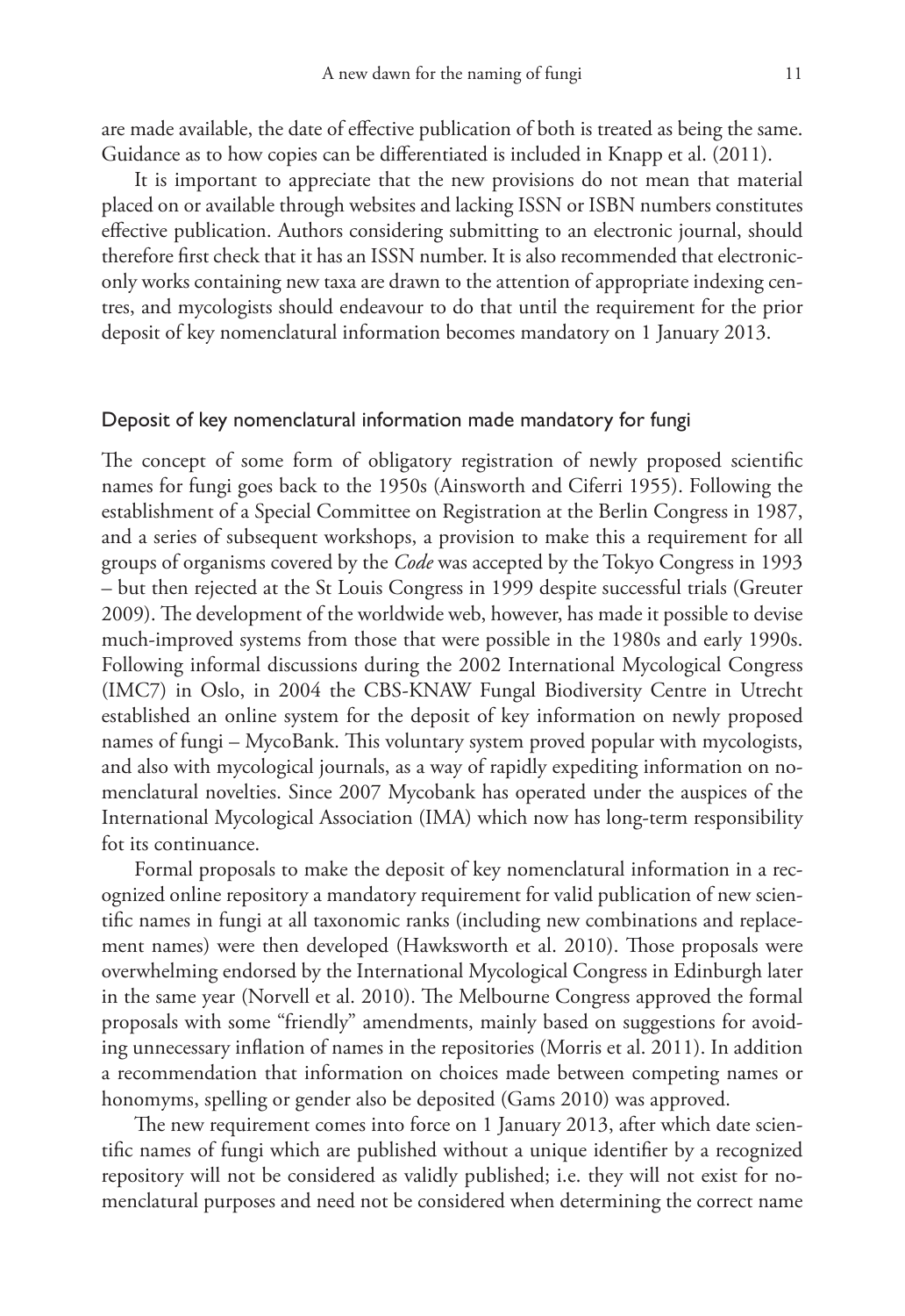are made available, the date of effective publication of both is treated as being the same. Guidance as to how copies can be differentiated is included in Knapp et al. (2011).

It is important to appreciate that the new provisions do not mean that material placed on or available through websites and lacking ISSN or ISBN numbers constitutes effective publication. Authors considering submitting to an electronic journal, should therefore first check that it has an ISSN number. It is also recommended that electronic-only works containing new taxa are drawn to the attention of appropriate indexing centres, and mycologists should endeavour to do that until the requirement for the prior deposit of key nomenclatural information becomes mandatory on 1 January 2013.

## Deposit of key nomenclatural information made mandatory for fungi

The concept of some form of obligatory registration of newly proposed scientific names for fungi goes back to the 1950s (Ainsworth and Ciferri 1955). Following the establishment of a Special Committee on Registration at the Berlin Congress in 1987, and a series of subsequent workshops, a provision to make this a requirement for all groups of organisms covered by the *Code* was accepted by the Tokyo Congress in 1993 – but then rejected at the St Louis Congress in 1999 despite successful trials (Greuter 2009). The development of the worldwide web, however, has made it possible to devise much-improved systems from those that were possible in the 1980s and early 1990s. Following informal discussions during the 2002 International Mycological Congress (IMC7) in Oslo, in 2004 the CBS-KNAW Fungal Biodiversity Centre in Utrecht established an online system for the deposit of key information on newly proposed names of fungi – MycoBank. This voluntary system proved popular with mycologists, and also with mycological journals, as a way of rapidly expediting information on nomenclatural novelties. Since 2007 Mycobank has operated under the auspices of the International Mycological Association (IMA) which now has long-term responsibility fot its continuance.

Formal proposals to make the deposit of key nomenclatural information in a recognized online repository a mandatory requirement for valid publication of new scientific names in fungi at all taxonomic ranks (including new combinations and replacement names) were then developed (Hawksworth et al. 2010). Those proposals were overwhelming endorsed by the International Mycological Congress in Edinburgh later in the same year (Norvell et al. 2010). The Melbourne Congress approved the formal proposals with some "friendly" amendments, mainly based on suggestions for avoiding unnecessary inflation of names in the repositories (Morris et al. 2011). In addition a recommendation that information on choices made between competing names or honomyms, spelling or gender also be deposited (Gams 2010) was approved.

The new requirement comes into force on 1 January 2013, after which date scientific names of fungi which are published without a unique identifier by a recognized repository will not be considered as validly published; i.e. they will not exist for nomenclatural purposes and need not be considered when determining the correct name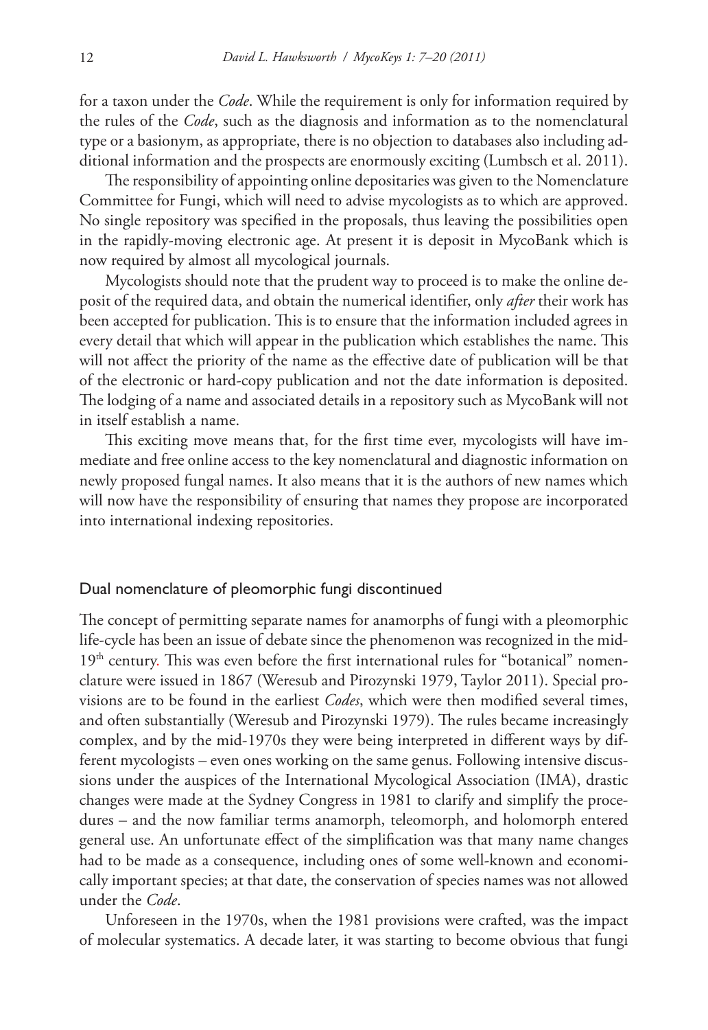for a taxon under the *Code*. While the requirement is only for information required by the rules of the *Code*, such as the diagnosis and information as to the nomenclatural type or a basionym, as appropriate, there is no objection to databases also including additional information and the prospects are enormously exciting (Lumbsch et al. 2011).

The responsibility of appointing online depositaries was given to the Nomenclature Committee for Fungi, which will need to advise mycologists as to which are approved. No single repository was specified in the proposals, thus leaving the possibilities open in the rapidly-moving electronic age. At present it is deposit in MycoBank which is now required by almost all mycological journals.

Mycologists should note that the prudent way to proceed is to make the online deposit of the required data, and obtain the numerical identifier, only *after* their work has been accepted for publication. This is to ensure that the information included agrees in every detail that which will appear in the publication which establishes the name. This will not affect the priority of the name as the effective date of publication will be that of the electronic or hard-copy publication and not the date information is deposited. The lodging of a name and associated details in a repository such as MycoBank will not in itself establish a name.

This exciting move means that, for the first time ever, mycologists will have immediate and free online access to the key nomenclatural and diagnostic information on newly proposed fungal names. It also means that it is the authors of new names which will now have the responsibility of ensuring that names they propose are incorporated into international indexing repositories.

## Dual nomenclature of pleomorphic fungi discontinued

The concept of permitting separate names for anamorphs of fungi with a pleomorphic life-cycle has been an issue of debate since the phenomenon was recognized in the mid-19th century. This was even before the first international rules for "botanical" nomenclature were issued in 1867 (Weresub and Pirozynski 1979, Taylor 2011). Special provisions are to be found in the earliest *Codes*, which were then modified several times, and often substantially (Weresub and Pirozynski 1979). The rules became increasingly complex, and by the mid-1970s they were being interpreted in different ways by different mycologists – even ones working on the same genus. Following intensive discussions under the auspices of the International Mycological Association (IMA), drastic changes were made at the Sydney Congress in 1981 to clarify and simplify the procedures – and the now familiar terms anamorph, teleomorph, and holomorph entered general use. An unfortunate effect of the simplification was that many name changes had to be made as a consequence, including ones of some well-known and economically important species; at that date, the conservation of species names was not allowed under the *Code*.

Unforeseen in the 1970s, when the 1981 provisions were crafted, was the impact of molecular systematics. A decade later, it was starting to become obvious that fungi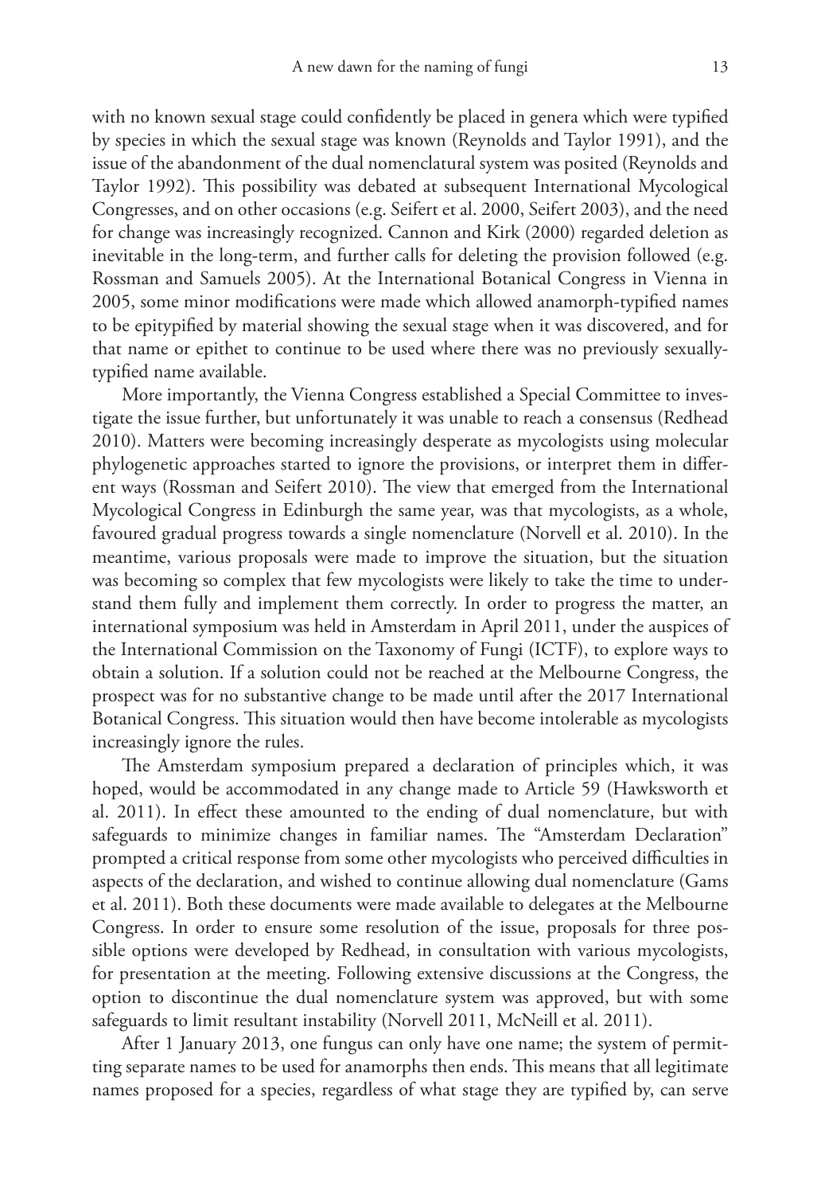with no known sexual stage could confidently be placed in genera which were typified by species in which the sexual stage was known (Reynolds and Taylor 1991), and the issue of the abandonment of the dual nomenclatural system was posited (Reynolds and Taylor 1992). This possibility was debated at subsequent International Mycological Congresses, and on other occasions (e.g. Seifert et al. 2000, Seifert 2003), and the need for change was increasingly recognized. Cannon and Kirk (2000) regarded deletion as inevitable in the long-term, and further calls for deleting the provision followed (e.g. Rossman and Samuels 2005). At the International Botanical Congress in Vienna in 2005, some minor modifications were made which allowed anamorph-typified names to be epitypified by material showing the sexual stage when it was discovered, and for that name or epithet to continue to be used where there was no previously sexually-typified name available.

More importantly, the Vienna Congress established a Special Committee to investigate the issue further, but unfortunately it was unable to reach a consensus (Redhead 2010). Matters were becoming increasingly desperate as mycologists using molecular phylogenetic approaches started to ignore the provisions, or interpret them in different ways (Rossman and Seifert 2010). The view that emerged from the International Mycological Congress in Edinburgh the same year, was that mycologists, as a whole, favoured gradual progress towards a single nomenclature (Norvell et al. 2010). In the meantime, various proposals were made to improve the situation, but the situation was becoming so complex that few mycologists were likely to take the time to understand them fully and implement them correctly. In order to progress the matter, an international symposium was held in Amsterdam in April 2011, under the auspices of the International Commission on the Taxonomy of Fungi (ICTF), to explore ways to obtain a solution. If a solution could not be reached at the Melbourne Congress, the prospect was for no substantive change to be made until after the 2017 International Botanical Congress. This situation would then have become intolerable as mycologists increasingly ignore the rules.

The Amsterdam symposium prepared a declaration of principles which, it was hoped, would be accommodated in any change made to Article 59 (Hawksworth et al. 2011). In effect these amounted to the ending of dual nomenclature, but with safeguards to minimize changes in familiar names. The "Amsterdam Declaration" prompted a critical response from some other mycologists who perceived difficulties in aspects of the declaration, and wished to continue allowing dual nomenclature (Gams et al. 2011). Both these documents were made available to delegates at the Melbourne Congress. In order to ensure some resolution of the issue, proposals for three possible options were developed by Redhead, in consultation with various mycologists, for presentation at the meeting. Following extensive discussions at the Congress, the option to discontinue the dual nomenclature system was approved, but with some safeguards to limit resultant instability (Norvell 2011, McNeill et al. 2011).

After 1 January 2013, one fungus can only have one name; the system of permitting separate names to be used for anamorphs then ends. This means that all legitimate names proposed for a species, regardless of what stage they are typified by, can serve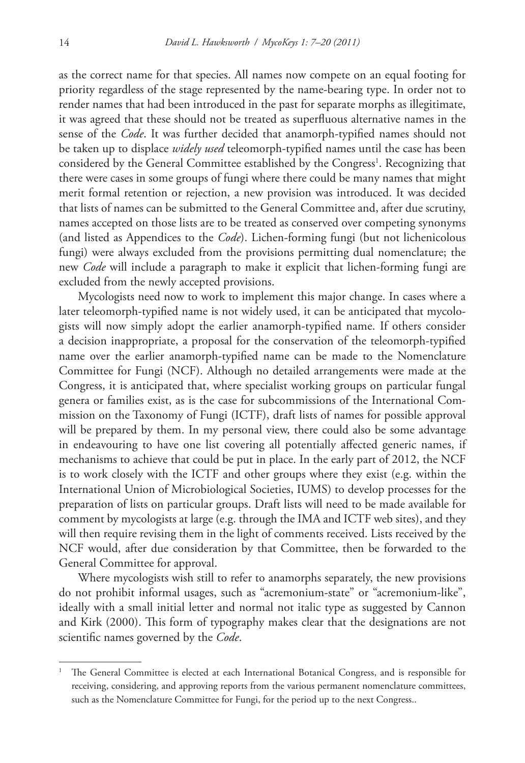as the correct name for that species. All names now compete on an equal footing for priority regardless of the stage represented by the name-bearing type. In order not to render names that had been introduced in the past for separate morphs as illegitimate, it was agreed that these should not be treated as superfluous alternative names in the sense of the *Code*. It was further decided that anamorph-typified names should not be taken up to displace *widely used* teleomorph-typified names until the case has been considered by the General Committee established by the Congress[1]. Recognizing that there were cases in some groups of fungi where there could be many names that might merit formal retention or rejection, a new provision was introduced. It was decided that lists of names can be submitted to the General Committee and, after due scrutiny, names accepted on those lists are to be treated as conserved over competing synonyms (and listed as Appendices to the *Code*). Lichen-forming fungi (but not lichenicolous fungi) were always excluded from the provisions permitting dual nomenclature; the new *Code* will include a paragraph to make it explicit that lichen-forming fungi are excluded from the newly accepted provisions.

Mycologists need now to work to implement this major change. In cases where a later teleomorph-typified name is not widely used, it can be anticipated that mycologists will now simply adopt the earlier anamorph-typified name. If others consider a decision inappropriate, a proposal for the conservation of the teleomorph-typified name over the earlier anamorph-typified name can be made to the Nomenclature Committee for Fungi (NCF). Although no detailed arrangements were made at the Congress, it is anticipated that, where specialist working groups on particular fungal genera or families exist, as is the case for subcommissions of the International Commission on the Taxonomy of Fungi (ICTF), draft lists of names for possible approval will be prepared by them. In my personal view, there could also be some advantage in endeavouring to have one list covering all potentially affected generic names, if mechanisms to achieve that could be put in place. In the early part of 2012, the NCF is to work closely with the ICTF and other groups where they exist (e.g. within the International Union of Microbiological Societies, IUMS) to develop processes for the preparation of lists on particular groups. Draft lists will need to be made available for comment by mycologists at large (e.g. through the IMA and ICTF web sites), and they will then require revising them in the light of comments received. Lists received by the NCF would, after due consideration by that Committee, then be forwarded to the General Committee for approval.

Where mycologists wish still to refer to anamorphs separately, the new provisions do not prohibit informal usages, such as "acremonium-state" or "acremonium-like", ideally with a small initial letter and normal not italic type as suggested by Cannon and Kirk (2000). This form of typography makes clear that the designations are not scientific names governed by the *Code*.

[1] The General Committee is elected at each International Botanical Congress, and is responsible for receiving, considering, and approving reports from the various permanent nomenclature committees, such as the Nomenclature Committee for Fungi, for the period up to the next Congress..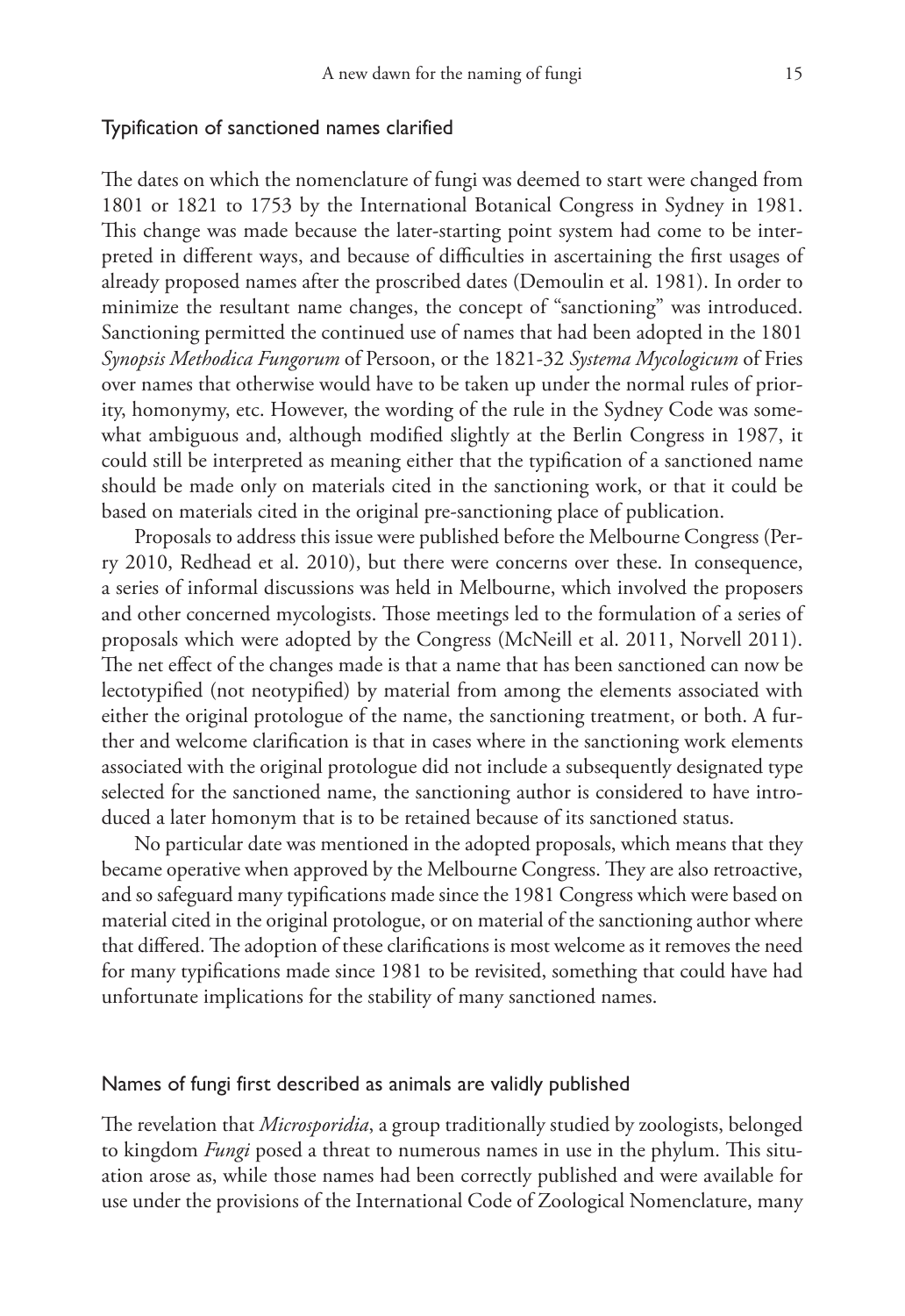## Typification of sanctioned names clarified

The dates on which the nomenclature of fungi was deemed to start were changed from 1801 or 1821 to 1753 by the International Botanical Congress in Sydney in 1981. This change was made because the later-starting point system had come to be interpreted in different ways, and because of difficulties in ascertaining the first usages of already proposed names after the proscribed dates (Demoulin et al. 1981). In order to minimize the resultant name changes, the concept of "sanctioning" was introduced. Sanctioning permitted the continued use of names that had been adopted in the 1801 *Synopsis Methodica Fungorum* of Persoon, or the 1821-32 *Systema Mycologicum* of Fries over names that otherwise would have to be taken up under the normal rules of priority, homonymy, etc. However, the wording of the rule in the Sydney Code was somewhat ambiguous and, although modified slightly at the Berlin Congress in 1987, it could still be interpreted as meaning either that the typification of a sanctioned name should be made only on materials cited in the sanctioning work, or that it could be based on materials cited in the original pre-sanctioning place of publication.

Proposals to address this issue were published before the Melbourne Congress (Perry 2010, Redhead et al. 2010), but there were concerns over these. In consequence, a series of informal discussions was held in Melbourne, which involved the proposers and other concerned mycologists. Those meetings led to the formulation of a series of proposals which were adopted by the Congress (McNeill et al. 2011, Norvell 2011). The net effect of the changes made is that a name that has been sanctioned can now be lectotypified (not neotypified) by material from among the elements associated with either the original protologue of the name, the sanctioning treatment, or both. A further and welcome clarification is that in cases where in the sanctioning work elements associated with the original protologue did not include a subsequently designated type selected for the sanctioned name, the sanctioning author is considered to have introduced a later homonym that is to be retained because of its sanctioned status.

No particular date was mentioned in the adopted proposals, which means that they became operative when approved by the Melbourne Congress. They are also retroactive, and so safeguard many typifications made since the 1981 Congress which were based on material cited in the original protologue, or on material of the sanctioning author where that differed. The adoption of these clarifications is most welcome as it removes the need for many typifications made since 1981 to be revisited, something that could have had unfortunate implications for the stability of many sanctioned names.

## Names of fungi first described as animals are validly published

The revelation that *Microsporidia*, a group traditionally studied by zoologists, belonged to kingdom *Fungi* posed a threat to numerous names in use in the phylum. This situation arose as, while those names had been correctly published and were available for use under the provisions of the International Code of Zoological Nomenclature, many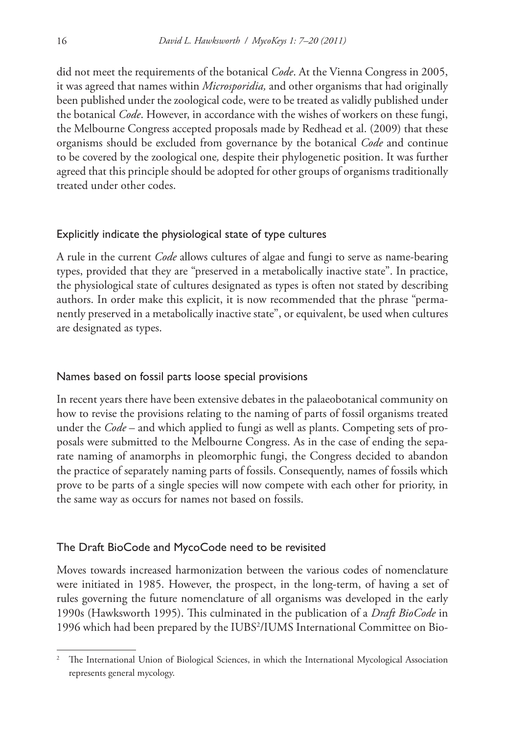did not meet the requirements of the botanical *Code*. At the Vienna Congress in 2005, it was agreed that names within *Microsporidia,* and other organisms that had originally been published under the zoological code, were to be treated as validly published under the botanical *Code*. However, in accordance with the wishes of workers on these fungi, the Melbourne Congress accepted proposals made by Redhead et al. (2009) that these organisms should be excluded from governance by the botanical *Code* and continue to be covered by the zoological one*,* despite their phylogenetic position. It was further agreed that this principle should be adopted for other groups of organisms traditionally treated under other codes.

## Explicitly indicate the physiological state of type cultures

A rule in the current *Code* allows cultures of algae and fungi to serve as name-bearing types, provided that they are "preserved in a metabolically inactive state". In practice, the physiological state of cultures designated as types is often not stated by describing authors. In order make this explicit, it is now recommended that the phrase "permanently preserved in a metabolically inactive state", or equivalent, be used when cultures are designated as types.

## Names based on fossil parts loose special provisions

In recent years there have been extensive debates in the palaeobotanical community on how to revise the provisions relating to the naming of parts of fossil organisms treated under the *Code* – and which applied to fungi as well as plants. Competing sets of proposals were submitted to the Melbourne Congress. As in the case of ending the separate naming of anamorphs in pleomorphic fungi, the Congress decided to abandon the practice of separately naming parts of fossils. Consequently, names of fossils which prove to be parts of a single species will now compete with each other for priority, in the same way as occurs for names not based on fossils.

## The Draft BioCode and MycoCode need to be revisited

Moves towards increased harmonization between the various codes of nomenclature were initiated in 1985. However, the prospect, in the long-term, of having a set of rules governing the future nomenclature of all organisms was developed in the early 1990s (Hawksworth 1995). This culminated in the publication of a *Draft BioCode* in 1996 which had been prepared by the IUBS[2]/IUMS International Committee on Bio-

[2] The International Union of Biological Sciences, in which the International Mycological Association represents general mycology.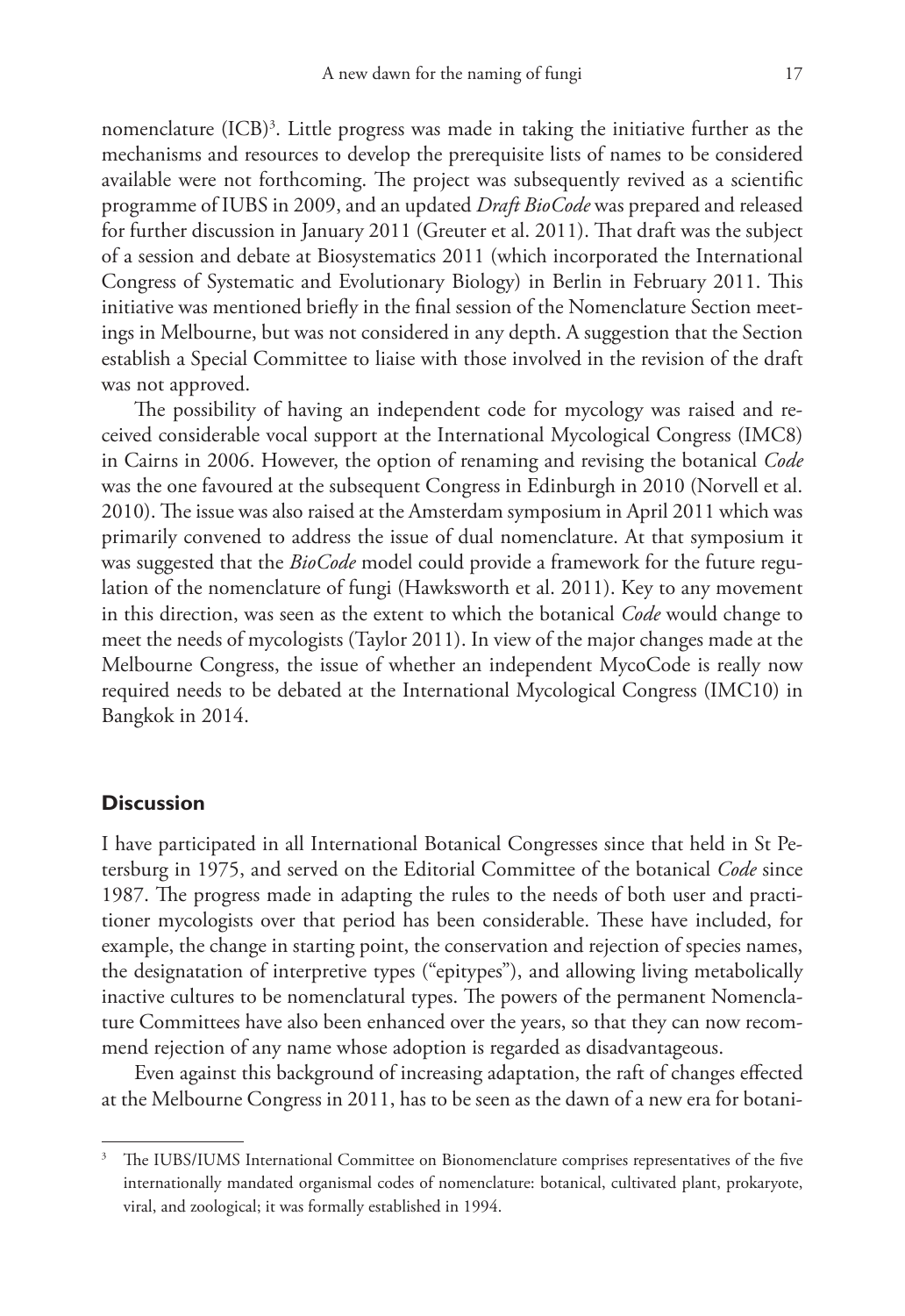nomenclature (ICB)[3]. Little progress was made in taking the initiative further as the mechanisms and resources to develop the prerequisite lists of names to be considered available were not forthcoming. The project was subsequently revived as a scientific programme of IUBS in 2009, and an updated *Draft BioCode* was prepared and released for further discussion in January 2011 (Greuter et al. 2011). That draft was the subject of a session and debate at Biosystematics 2011 (which incorporated the International Congress of Systematic and Evolutionary Biology) in Berlin in February 2011. This initiative was mentioned briefly in the final session of the Nomenclature Section meetings in Melbourne, but was not considered in any depth. A suggestion that the Section establish a Special Committee to liaise with those involved in the revision of the draft was not approved.

The possibility of having an independent code for mycology was raised and received considerable vocal support at the International Mycological Congress (IMC8) in Cairns in 2006. However, the option of renaming and revising the botanical *Code* was the one favoured at the subsequent Congress in Edinburgh in 2010 (Norvell et al. 2010). The issue was also raised at the Amsterdam symposium in April 2011 which was primarily convened to address the issue of dual nomenclature. At that symposium it was suggested that the *BioCode* model could provide a framework for the future regulation of the nomenclature of fungi (Hawksworth et al. 2011). Key to any movement in this direction, was seen as the extent to which the botanical *Code* would change to meet the needs of mycologists (Taylor 2011). In view of the major changes made at the Melbourne Congress, the issue of whether an independent MycoCode is really now required needs to be debated at the International Mycological Congress (IMC10) in Bangkok in 2014.

## Discussion

I have participated in all International Botanical Congresses since that held in St Petersburg in 1975, and served on the Editorial Committee of the botanical *Code* since 1987. The progress made in adapting the rules to the needs of both user and practitioner mycologists over that period has been considerable. These have included, for example, the change in starting point, the conservation and rejection of species names, the designatation of interpretive types ("epitypes"), and allowing living metabolically inactive cultures to be nomenclatural types. The powers of the permanent Nomenclature Committees have also been enhanced over the years, so that they can now recommend rejection of any name whose adoption is regarded as disadvantageous.

Even against this background of increasing adaptation, the raft of changes effected at the Melbourne Congress in 2011, has to be seen as the dawn of a new era for botani-

[3] The IUBS/IUMS International Committee on Bionomenclature comprises representatives of the five internationally mandated organismal codes of nomenclature: botanical, cultivated plant, prokaryote, viral, and zoological; it was formally established in 1994.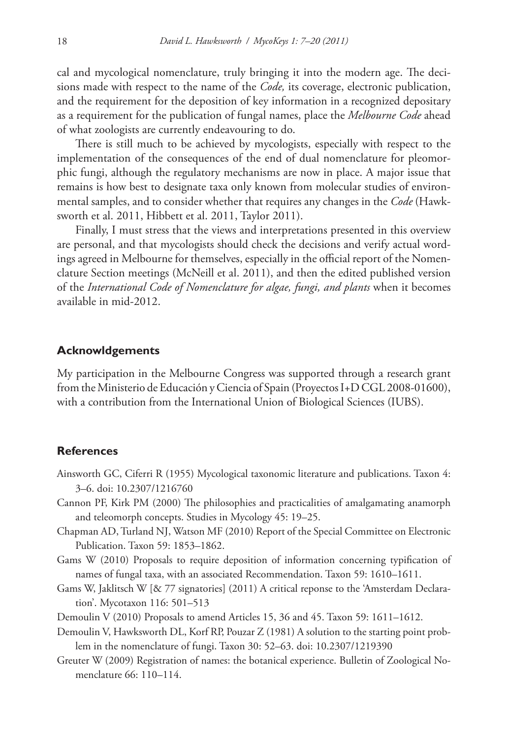cal and mycological nomenclature, truly bringing it into the modern age. The decisions made with respect to the name of the *Code,* its coverage, electronic publication, and the requirement for the deposition of key information in a recognized depositary as a requirement for the publication of fungal names, place the *Melbourne Code* ahead of what zoologists are currently endeavouring to do.

There is still much to be achieved by mycologists, especially with respect to the implementation of the consequences of the end of dual nomenclature for pleomorphic fungi, although the regulatory mechanisms are now in place. A major issue that remains is how best to designate taxa only known from molecular studies of environmental samples, and to consider whether that requires any changes in the *Code* (Hawksworth et al. 2011, Hibbett et al. 2011, Taylor 2011).

Finally, I must stress that the views and interpretations presented in this overview are personal, and that mycologists should check the decisions and verify actual wordings agreed in Melbourne for themselves, especially in the official report of the Nomenclature Section meetings (McNeill et al. 2011), and then the edited published version of the *International Code of Nomenclature for algae, fungi, and plants* when it becomes available in mid-2012.

## Acknowldgements

My participation in the Melbourne Congress was supported through a research grant from the Ministerio de Educación y Ciencia of Spain (Proyectos I+D CGL 2008-01600), with a contribution from the International Union of Biological Sciences (IUBS).

## References

Ainsworth GC, Ciferri R (1955) Mycological taxonomic literature and publications. Taxon 4: 3–6. doi: 10.2307/1216760

Cannon PF, Kirk PM (2000) The philosophies and practicalities of amalgamating anamorph and teleomorph concepts. Studies in Mycology 45: 19–25.

Chapman AD, Turland NJ, Watson MF (2010) Report of the Special Committee on Electronic Publication. Taxon 59: 1853–1862.

Gams W (2010) Proposals to require deposition of information concerning typification of names of fungal taxa, with an associated Recommendation. Taxon 59: 1610–1611.

Gams W, Jaklitsch W [& 77 signatories] (2011) A critical reponse to the 'Amsterdam Declaration'. Mycotaxon 116: 501–513

Demoulin V (2010) Proposals to amend Articles 15, 36 and 45. Taxon 59: 1611–1612.

Demoulin V, Hawksworth DL, Korf RP, Pouzar Z (1981) A solution to the starting point problem in the nomenclature of fungi. Taxon 30: 52–63. doi: 10.2307/1219390

Greuter W (2009) Registration of names: the botanical experience. Bulletin of Zoological Nomenclature 66: 110–114.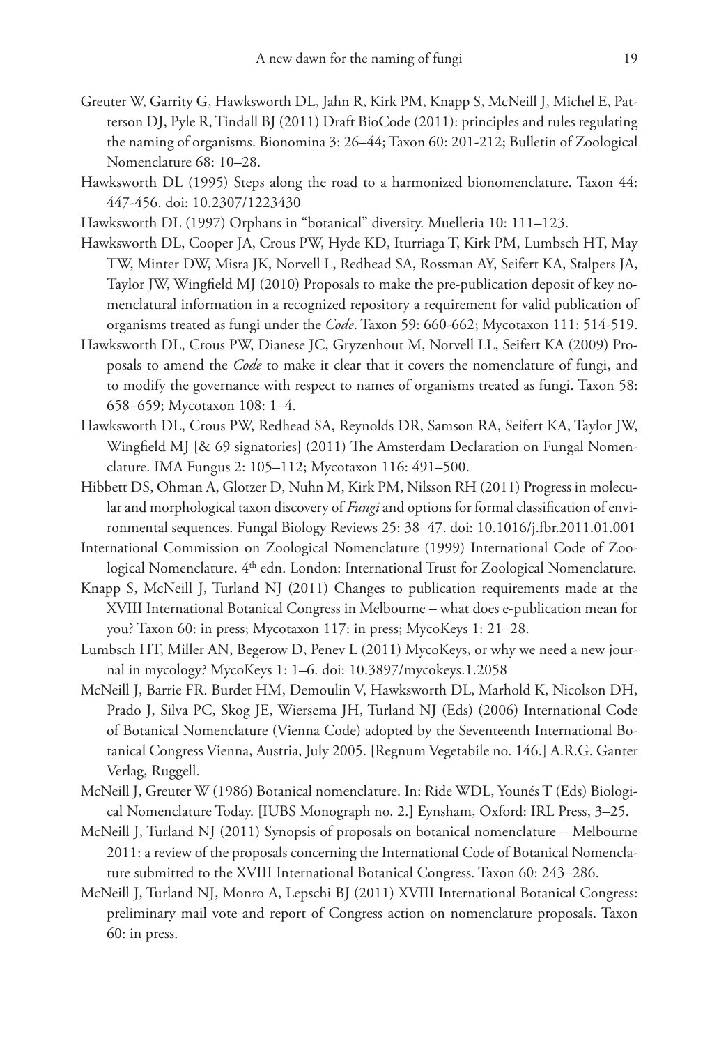Greuter W, Garrity G, Hawksworth DL, Jahn R, Kirk PM, Knapp S, McNeill J, Michel E, Patterson DJ, Pyle R, Tindall BJ (2011) Draft BioCode (2011): principles and rules regulating the naming of organisms. Bionomina 3: 26–44; Taxon 60: 201-212; Bulletin of Zoological Nomenclature 68: 10–28.

Hawksworth DL (1995) Steps along the road to a harmonized bionomenclature. Taxon 44: 447-456. doi: 10.2307/1223430

Hawksworth DL (1997) Orphans in "botanical" diversity. Muelleria 10: 111–123.

Hawksworth DL, Cooper JA, Crous PW, Hyde KD, Iturriaga T, Kirk PM, Lumbsch HT, May TW, Minter DW, Misra JK, Norvell L, Redhead SA, Rossman AY, Seifert KA, Stalpers JA, Taylor JW, Wingfield MJ (2010) Proposals to make the pre-publication deposit of key nomenclatural information in a recognized repository a requirement for valid publication of organisms treated as fungi under the *Code*. Taxon 59: 660-662; Mycotaxon 111: 514-519.

Hawksworth DL, Crous PW, Dianese JC, Gryzenhout M, Norvell LL, Seifert KA (2009) Proposals to amend the *Code* to make it clear that it covers the nomenclature of fungi, and to modify the governance with respect to names of organisms treated as fungi. Taxon 58: 658–659; Mycotaxon 108: 1–4.

Hawksworth DL, Crous PW, Redhead SA, Reynolds DR, Samson RA, Seifert KA, Taylor JW, Wingfield MJ [& 69 signatories] (2011) The Amsterdam Declaration on Fungal Nomenclature. IMA Fungus 2: 105–112; Mycotaxon 116: 491–500.

Hibbett DS, Ohman A, Glotzer D, Nuhn M, Kirk PM, Nilsson RH (2011) Progress in molecular and morphological taxon discovery of *Fungi* and options for formal classification of environmental sequences. Fungal Biology Reviews 25: 38–47. doi: 10.1016/j.fbr.2011.01.001

International Commission on Zoological Nomenclature (1999) International Code of Zoological Nomenclature. 4th edn. London: International Trust for Zoological Nomenclature.

Knapp S, McNeill J, Turland NJ (2011) Changes to publication requirements made at the XVIII International Botanical Congress in Melbourne – what does e-publication mean for you? Taxon 60: in press; Mycotaxon 117: in press; MycoKeys 1: 21–28.

Lumbsch HT, Miller AN, Begerow D, Penev L (2011) MycoKeys, or why we need a new journal in mycology? MycoKeys 1: 1–6. doi: 10.3897/mycokeys.1.2058

McNeill J, Barrie FR. Burdet HM, Demoulin V, Hawksworth DL, Marhold K, Nicolson DH, Prado J, Silva PC, Skog JE, Wiersema JH, Turland NJ (Eds) (2006) International Code of Botanical Nomenclature (Vienna Code) adopted by the Seventeenth International Botanical Congress Vienna, Austria, July 2005. [Regnum Vegetabile no. 146.] A.R.G. Ganter Verlag, Ruggell.

McNeill J, Greuter W (1986) Botanical nomenclature. In: Ride WDL, Younés T (Eds) Biological Nomenclature Today. [IUBS Monograph no. 2.] Eynsham, Oxford: IRL Press, 3–25.

McNeill J, Turland NJ (2011) Synopsis of proposals on botanical nomenclature – Melbourne 2011: a review of the proposals concerning the International Code of Botanical Nomenclature submitted to the XVIII International Botanical Congress. Taxon 60: 243–286.

McNeill J, Turland NJ, Monro A, Lepschi BJ (2011) XVIII International Botanical Congress: preliminary mail vote and report of Congress action on nomenclature proposals. Taxon 60: in press.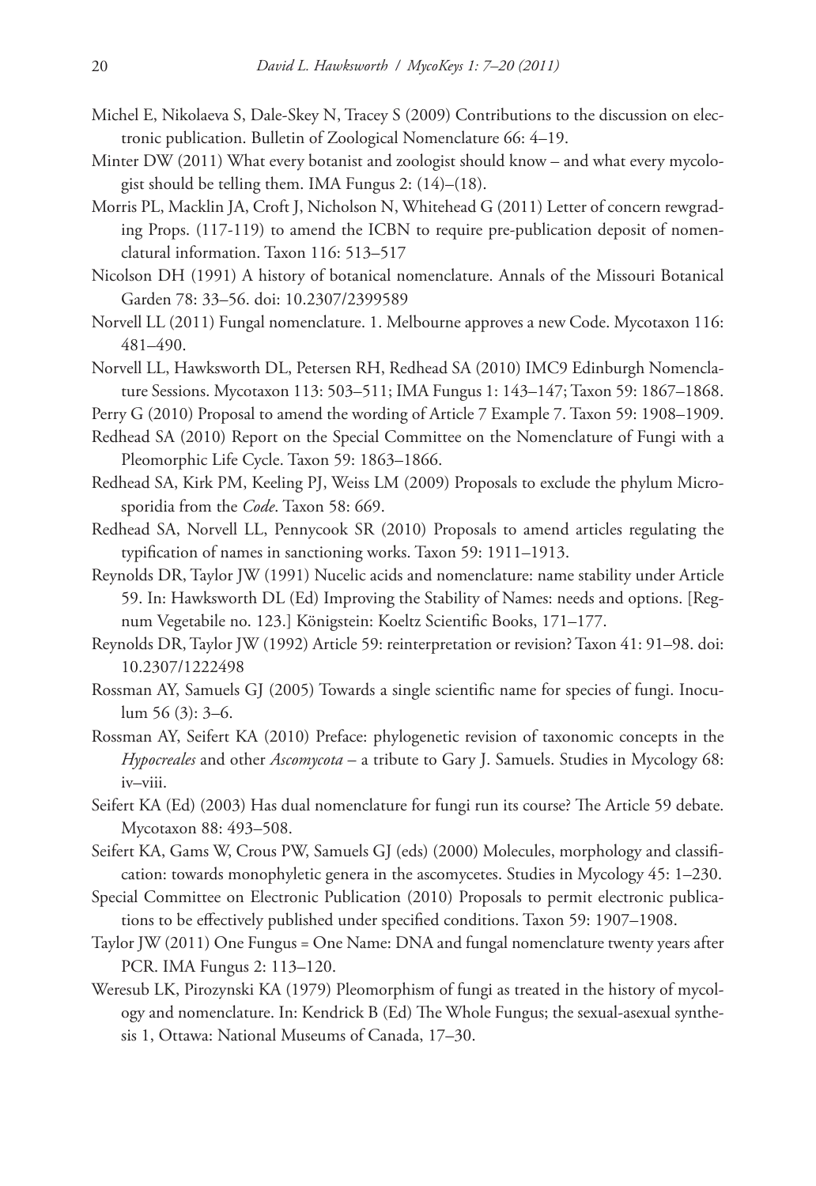Michel E, Nikolaeva S, Dale-Skey N, Tracey S (2009) Contributions to the discussion on electronic publication. Bulletin of Zoological Nomenclature 66: 4–19.

Minter DW (2011) What every botanist and zoologist should know – and what every mycologist should be telling them. IMA Fungus 2: (14)–(18).

Morris PL, Macklin JA, Croft J, Nicholson N, Whitehead G (2011) Letter of concern rewgrading Props. (117-119) to amend the ICBN to require pre-publication deposit of nomenclatural information. Taxon 116: 513–517

Nicolson DH (1991) A history of botanical nomenclature. Annals of the Missouri Botanical Garden 78: 33–56. doi: 10.2307/2399589

Norvell LL (2011) Fungal nomenclature. 1. Melbourne approves a new Code. Mycotaxon 116: 481–490.

Norvell LL, Hawksworth DL, Petersen RH, Redhead SA (2010) IMC9 Edinburgh Nomenclature Sessions. Mycotaxon 113: 503–511; IMA Fungus 1: 143–147; Taxon 59: 1867–1868.

Perry G (2010) Proposal to amend the wording of Article 7 Example 7. Taxon 59: 1908–1909.

Redhead SA (2010) Report on the Special Committee on the Nomenclature of Fungi with a Pleomorphic Life Cycle. Taxon 59: 1863–1866.

Redhead SA, Kirk PM, Keeling PJ, Weiss LM (2009) Proposals to exclude the phylum Microsporidia from the *Code*. Taxon 58: 669.

Redhead SA, Norvell LL, Pennycook SR (2010) Proposals to amend articles regulating the typification of names in sanctioning works. Taxon 59: 1911–1913.

Reynolds DR, Taylor JW (1991) Nucelic acids and nomenclature: name stability under Article 59. In: Hawksworth DL (Ed) Improving the Stability of Names: needs and options. [Regnum Vegetabile no. 123.] Königstein: Koeltz Scientific Books, 171–177.

Reynolds DR, Taylor JW (1992) Article 59: reinterpretation or revision? Taxon 41: 91–98. doi: 10.2307/1222498

Rossman AY, Samuels GJ (2005) Towards a single scientific name for species of fungi. Inoculum 56 (3): 3–6.

Rossman AY, Seifert KA (2010) Preface: phylogenetic revision of taxonomic concepts in the *Hypocreales* and other *Ascomycota* – a tribute to Gary J. Samuels. Studies in Mycology 68: iv–viii.

Seifert KA (Ed) (2003) Has dual nomenclature for fungi run its course? The Article 59 debate. Mycotaxon 88: 493–508.

Seifert KA, Gams W, Crous PW, Samuels GJ (eds) (2000) Molecules, morphology and classification: towards monophyletic genera in the ascomycetes. Studies in Mycology 45: 1–230.

Special Committee on Electronic Publication (2010) Proposals to permit electronic publications to be effectively published under specified conditions. Taxon 59: 1907–1908.

Taylor JW (2011) One Fungus = One Name: DNA and fungal nomenclature twenty years after PCR. IMA Fungus 2: 113–120.

Weresub LK, Pirozynski KA (1979) Pleomorphism of fungi as treated in the history of mycology and nomenclature. In: Kendrick B (Ed) The Whole Fungus; the sexual-asexual synthesis 1, Ottawa: National Museums of Canada, 17–30.